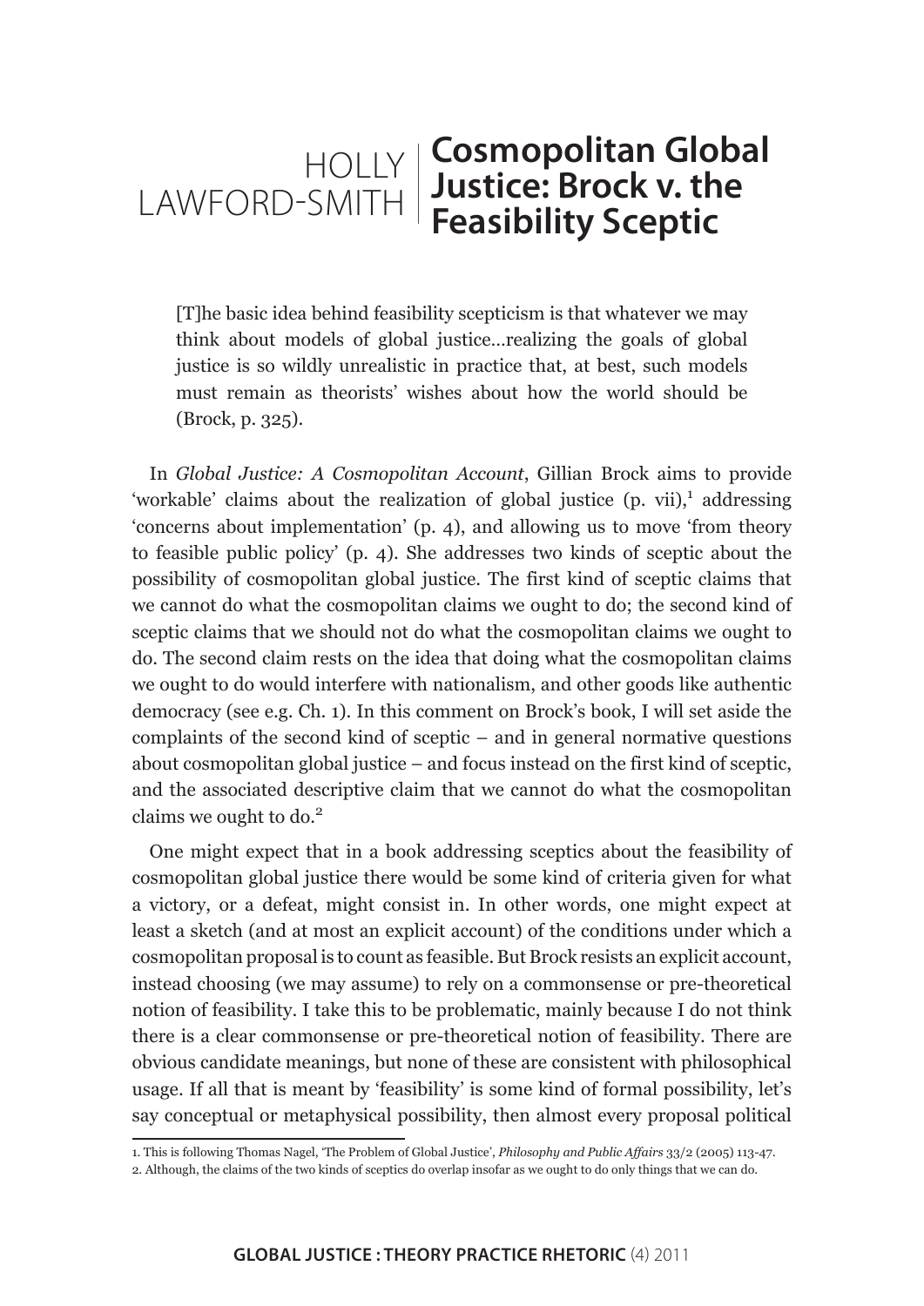# HOLLY LAWFORD-SMITH

# Cosmopolitan Global Justice: Brock v. the Feasibility Sceptic

> [T]he basic idea behind feasibility scepticism is that whatever we may think about models of global justice…realizing the goals of global justice is so wildly unrealistic in practice that, at best, such models must remain as theorists' wishes about how the world should be (Brock, p. 325).

In *Global Justice: A Cosmopolitan Account*, Gillian Brock aims to provide 'workable' claims about the realization of global justice (p. vii),[1] addressing 'concerns about implementation' (p. 4), and allowing us to move 'from theory to feasible public policy' (p. 4). She addresses two kinds of sceptic about the possibility of cosmopolitan global justice. The first kind of sceptic claims that we cannot do what the cosmopolitan claims we ought to do; the second kind of sceptic claims that we should not do what the cosmopolitan claims we ought to do. The second claim rests on the idea that doing what the cosmopolitan claims we ought to do would interfere with nationalism, and other goods like authentic democracy (see e.g. Ch. 1). In this comment on Brock's book, I will set aside the complaints of the second kind of sceptic – and in general normative questions about cosmopolitan global justice – and focus instead on the first kind of sceptic, and the associated descriptive claim that we cannot do what the cosmopolitan claims we ought to do.[2]

One might expect that in a book addressing sceptics about the feasibility of cosmopolitan global justice there would be some kind of criteria given for what a victory, or a defeat, might consist in. In other words, one might expect at least a sketch (and at most an explicit account) of the conditions under which a cosmopolitan proposal is to count as feasible. But Brock resists an explicit account, instead choosing (we may assume) to rely on a commonsense or pre-theoretical notion of feasibility. I take this to be problematic, mainly because I do not think there is a clear commonsense or pre-theoretical notion of feasibility. There are obvious candidate meanings, but none of these are consistent with philosophical usage. If all that is meant by 'feasibility' is some kind of formal possibility, let's say conceptual or metaphysical possibility, then almost every proposal political

1. This is following Thomas Nagel, 'The Problem of Global Justice', *Philosophy and Public Affairs* 33/2 (2005) 113-47.

2. Although, the claims of the two kinds of sceptics do overlap insofar as we ought to do only things that we can do.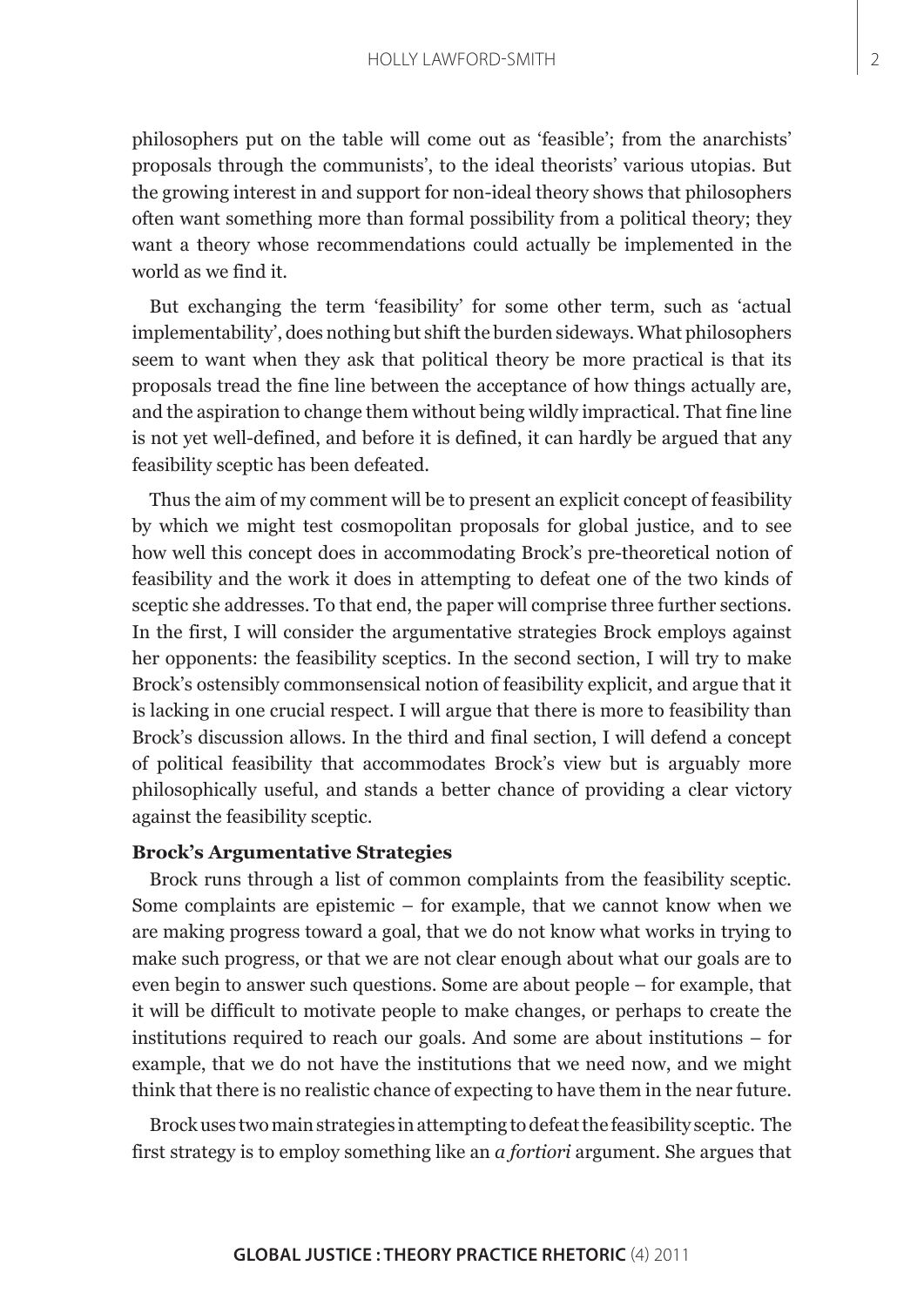philosophers put on the table will come out as 'feasible'; from the anarchists' proposals through the communists', to the ideal theorists' various utopias. But the growing interest in and support for non-ideal theory shows that philosophers often want something more than formal possibility from a political theory; they want a theory whose recommendations could actually be implemented in the world as we find it.

But exchanging the term 'feasibility' for some other term, such as 'actual implementability', does nothing but shift the burden sideways. What philosophers seem to want when they ask that political theory be more practical is that its proposals tread the fine line between the acceptance of how things actually are, and the aspiration to change them without being wildly impractical. That fine line is not yet well-defined, and before it is defined, it can hardly be argued that any feasibility sceptic has been defeated.

Thus the aim of my comment will be to present an explicit concept of feasibility by which we might test cosmopolitan proposals for global justice, and to see how well this concept does in accommodating Brock's pre-theoretical notion of feasibility and the work it does in attempting to defeat one of the two kinds of sceptic she addresses. To that end, the paper will comprise three further sections. In the first, I will consider the argumentative strategies Brock employs against her opponents: the feasibility sceptics. In the second section, I will try to make Brock's ostensibly commonsensical notion of feasibility explicit, and argue that it is lacking in one crucial respect. I will argue that there is more to feasibility than Brock's discussion allows. In the third and final section, I will defend a concept of political feasibility that accommodates Brock's view but is arguably more philosophically useful, and stands a better chance of providing a clear victory against the feasibility sceptic.

## Brock's Argumentative Strategies

Brock runs through a list of common complaints from the feasibility sceptic. Some complaints are epistemic – for example, that we cannot know when we are making progress toward a goal, that we do not know what works in trying to make such progress, or that we are not clear enough about what our goals are to even begin to answer such questions. Some are about people – for example, that it will be difficult to motivate people to make changes, or perhaps to create the institutions required to reach our goals. And some are about institutions – for example, that we do not have the institutions that we need now, and we might think that there is no realistic chance of expecting to have them in the near future.

Brock uses two main strategies in attempting to defeat the feasibility sceptic. The first strategy is to employ something like an *a fortiori* argument. She argues that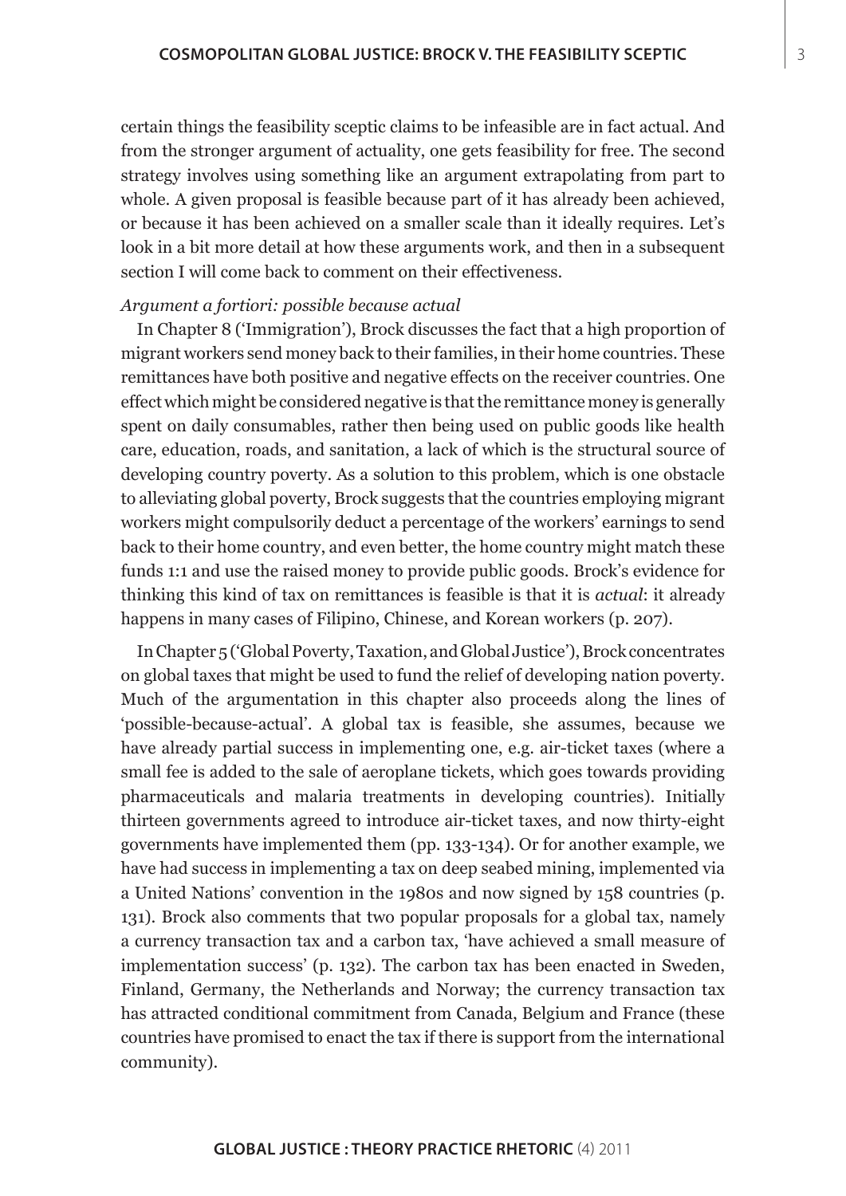certain things the feasibility sceptic claims to be infeasible are in fact actual. And from the stronger argument of actuality, one gets feasibility for free. The second strategy involves using something like an argument extrapolating from part to whole. A given proposal is feasible because part of it has already been achieved, or because it has been achieved on a smaller scale than it ideally requires. Let's look in a bit more detail at how these arguments work, and then in a subsequent section I will come back to comment on their effectiveness.

*Argument a fortiori: possible because actual*

In Chapter 8 ('Immigration'), Brock discusses the fact that a high proportion of migrant workers send money back to their families, in their home countries. These remittances have both positive and negative effects on the receiver countries. One effect which might be considered negative is that the remittance money is generally spent on daily consumables, rather then being used on public goods like health care, education, roads, and sanitation, a lack of which is the structural source of developing country poverty. As a solution to this problem, which is one obstacle to alleviating global poverty, Brock suggests that the countries employing migrant workers might compulsorily deduct a percentage of the workers' earnings to send back to their home country, and even better, the home country might match these funds 1:1 and use the raised money to provide public goods. Brock's evidence for thinking this kind of tax on remittances is feasible is that it is *actual*: it already happens in many cases of Filipino, Chinese, and Korean workers (p. 207).

In Chapter 5 ('Global Poverty, Taxation, and Global Justice'), Brock concentrates on global taxes that might be used to fund the relief of developing nation poverty. Much of the argumentation in this chapter also proceeds along the lines of 'possible-because-actual'. A global tax is feasible, she assumes, because we have already partial success in implementing one, e.g. air-ticket taxes (where a small fee is added to the sale of aeroplane tickets, which goes towards providing pharmaceuticals and malaria treatments in developing countries). Initially thirteen governments agreed to introduce air-ticket taxes, and now thirty-eight governments have implemented them (pp. 133-134). Or for another example, we have had success in implementing a tax on deep seabed mining, implemented via a United Nations' convention in the 1980s and now signed by 158 countries (p. 131). Brock also comments that two popular proposals for a global tax, namely a currency transaction tax and a carbon tax, 'have achieved a small measure of implementation success' (p. 132). The carbon tax has been enacted in Sweden, Finland, Germany, the Netherlands and Norway; the currency transaction tax has attracted conditional commitment from Canada, Belgium and France (these countries have promised to enact the tax if there is support from the international community).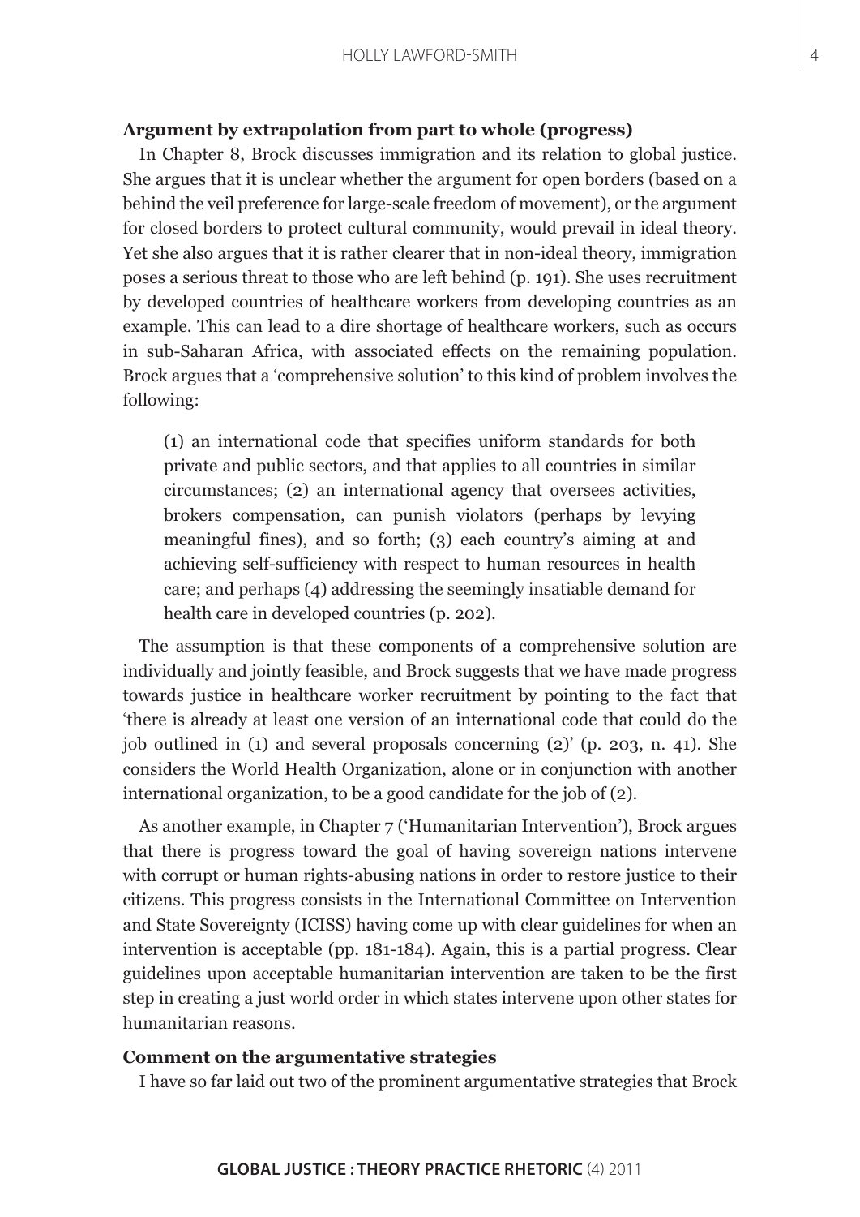**Argument by extrapolation from part to whole (progress)**

In Chapter 8, Brock discusses immigration and its relation to global justice. She argues that it is unclear whether the argument for open borders (based on a behind the veil preference for large-scale freedom of movement), or the argument for closed borders to protect cultural community, would prevail in ideal theory. Yet she also argues that it is rather clearer that in non-ideal theory, immigration poses a serious threat to those who are left behind (p. 191). She uses recruitment by developed countries of healthcare workers from developing countries as an example. This can lead to a dire shortage of healthcare workers, such as occurs in sub-Saharan Africa, with associated effects on the remaining population. Brock argues that a 'comprehensive solution' to this kind of problem involves the following:

> (1) an international code that specifies uniform standards for both private and public sectors, and that applies to all countries in similar circumstances; (2) an international agency that oversees activities, brokers compensation, can punish violators (perhaps by levying meaningful fines), and so forth; (3) each country's aiming at and achieving self-sufficiency with respect to human resources in health care; and perhaps (4) addressing the seemingly insatiable demand for health care in developed countries (p. 202).

The assumption is that these components of a comprehensive solution are individually and jointly feasible, and Brock suggests that we have made progress towards justice in healthcare worker recruitment by pointing to the fact that 'there is already at least one version of an international code that could do the job outlined in (1) and several proposals concerning (2)' (p. 203, n. 41). She considers the World Health Organization, alone or in conjunction with another international organization, to be a good candidate for the job of (2).

As another example, in Chapter 7 ('Humanitarian Intervention'), Brock argues that there is progress toward the goal of having sovereign nations intervene with corrupt or human rights-abusing nations in order to restore justice to their citizens. This progress consists in the International Committee on Intervention and State Sovereignty (ICISS) having come up with clear guidelines for when an intervention is acceptable (pp. 181-184). Again, this is a partial progress. Clear guidelines upon acceptable humanitarian intervention are taken to be the first step in creating a just world order in which states intervene upon other states for humanitarian reasons.

**Comment on the argumentative strategies**

I have so far laid out two of the prominent argumentative strategies that Brock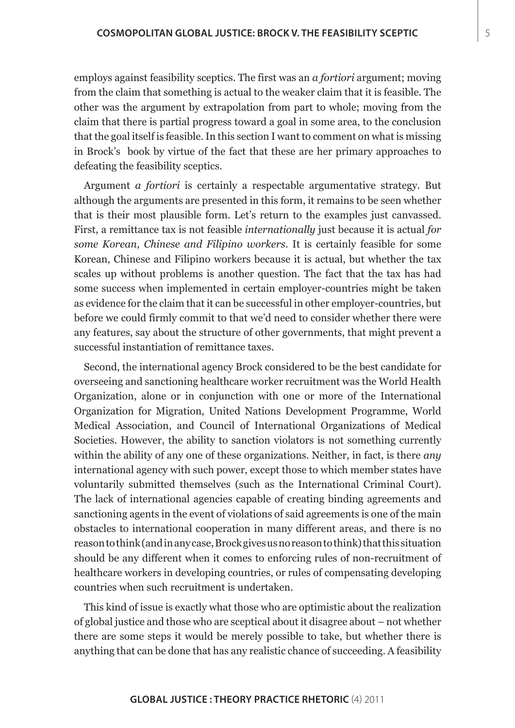employs against feasibility sceptics. The first was an *a fortiori* argument; moving from the claim that something is actual to the weaker claim that it is feasible. The other was the argument by extrapolation from part to whole; moving from the claim that there is partial progress toward a goal in some area, to the conclusion that the goal itself is feasible. In this section I want to comment on what is missing in Brock's book by virtue of the fact that these are her primary approaches to defeating the feasibility sceptics.

Argument *a fortiori* is certainly a respectable argumentative strategy. But although the arguments are presented in this form, it remains to be seen whether that is their most plausible form. Let's return to the examples just canvassed. First, a remittance tax is not feasible *internationally* just because it is actual *for some Korean, Chinese and Filipino workers*. It is certainly feasible for some Korean, Chinese and Filipino workers because it is actual, but whether the tax scales up without problems is another question. The fact that the tax has had some success when implemented in certain employer-countries might be taken as evidence for the claim that it can be successful in other employer-countries, but before we could firmly commit to that we'd need to consider whether there were any features, say about the structure of other governments, that might prevent a successful instantiation of remittance taxes.

Second, the international agency Brock considered to be the best candidate for overseeing and sanctioning healthcare worker recruitment was the World Health Organization, alone or in conjunction with one or more of the International Organization for Migration, United Nations Development Programme, World Medical Association, and Council of International Organizations of Medical Societies. However, the ability to sanction violators is not something currently within the ability of any one of these organizations. Neither, in fact, is there *any* international agency with such power, except those to which member states have voluntarily submitted themselves (such as the International Criminal Court). The lack of international agencies capable of creating binding agreements and sanctioning agents in the event of violations of said agreements is one of the main obstacles to international cooperation in many different areas, and there is no reason to think (and in any case, Brock gives us no reason to think) that this situation should be any different when it comes to enforcing rules of non-recruitment of healthcare workers in developing countries, or rules of compensating developing countries when such recruitment is undertaken.

This kind of issue is exactly what those who are optimistic about the realization of global justice and those who are sceptical about it disagree about – not whether there are some steps it would be merely possible to take, but whether there is anything that can be done that has any realistic chance of succeeding. A feasibility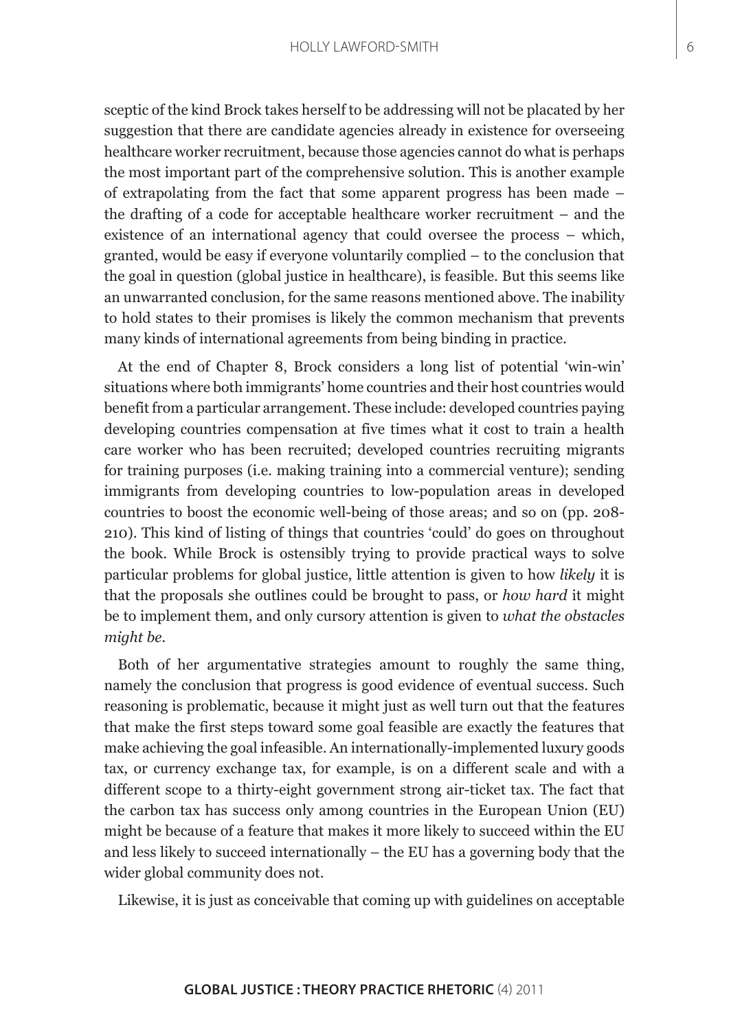sceptic of the kind Brock takes herself to be addressing will not be placated by her suggestion that there are candidate agencies already in existence for overseeing healthcare worker recruitment, because those agencies cannot do what is perhaps the most important part of the comprehensive solution. This is another example of extrapolating from the fact that some apparent progress has been made – the drafting of a code for acceptable healthcare worker recruitment – and the existence of an international agency that could oversee the process – which, granted, would be easy if everyone voluntarily complied – to the conclusion that the goal in question (global justice in healthcare), is feasible. But this seems like an unwarranted conclusion, for the same reasons mentioned above. The inability to hold states to their promises is likely the common mechanism that prevents many kinds of international agreements from being binding in practice.

At the end of Chapter 8, Brock considers a long list of potential 'win-win' situations where both immigrants' home countries and their host countries would benefit from a particular arrangement. These include: developed countries paying developing countries compensation at five times what it cost to train a health care worker who has been recruited; developed countries recruiting migrants for training purposes (i.e. making training into a commercial venture); sending immigrants from developing countries to low-population areas in developed countries to boost the economic well-being of those areas; and so on (pp. 208-210). This kind of listing of things that countries 'could' do goes on throughout the book. While Brock is ostensibly trying to provide practical ways to solve particular problems for global justice, little attention is given to how *likely* it is that the proposals she outlines could be brought to pass, or *how hard* it might be to implement them, and only cursory attention is given to *what the obstacles might be*.

Both of her argumentative strategies amount to roughly the same thing, namely the conclusion that progress is good evidence of eventual success. Such reasoning is problematic, because it might just as well turn out that the features that make the first steps toward some goal feasible are exactly the features that make achieving the goal infeasible. An internationally-implemented luxury goods tax, or currency exchange tax, for example, is on a different scale and with a different scope to a thirty-eight government strong air-ticket tax. The fact that the carbon tax has success only among countries in the European Union (EU) might be because of a feature that makes it more likely to succeed within the EU and less likely to succeed internationally – the EU has a governing body that the wider global community does not.

Likewise, it is just as conceivable that coming up with guidelines on acceptable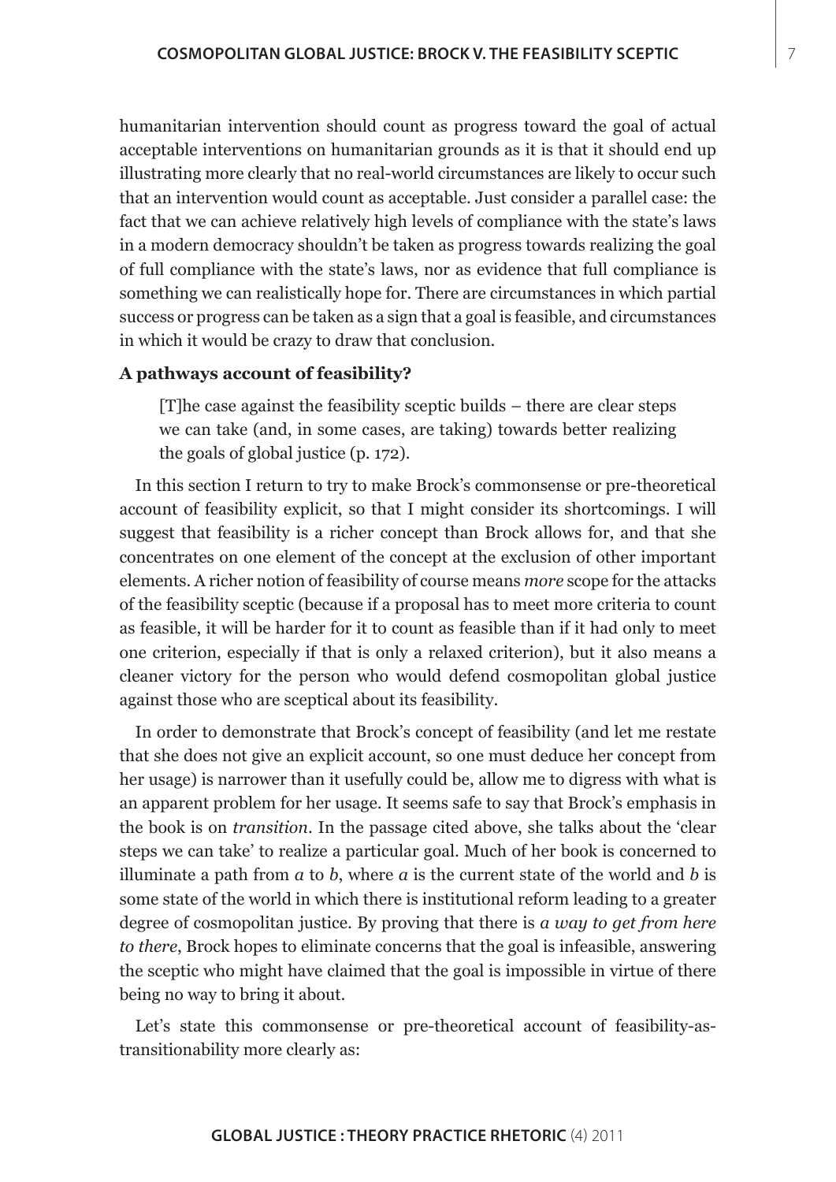humanitarian intervention should count as progress toward the goal of actual acceptable interventions on humanitarian grounds as it is that it should end up illustrating more clearly that no real-world circumstances are likely to occur such that an intervention would count as acceptable. Just consider a parallel case: the fact that we can achieve relatively high levels of compliance with the state's laws in a modern democracy shouldn't be taken as progress towards realizing the goal of full compliance with the state's laws, nor as evidence that full compliance is something we can realistically hope for. There are circumstances in which partial success or progress can be taken as a sign that a goal is feasible, and circumstances in which it would be crazy to draw that conclusion.

**A pathways account of feasibility?**

> [T]he case against the feasibility sceptic builds – there are clear steps we can take (and, in some cases, are taking) towards better realizing the goals of global justice (p. 172).

In this section I return to try to make Brock's commonsense or pre-theoretical account of feasibility explicit, so that I might consider its shortcomings. I will suggest that feasibility is a richer concept than Brock allows for, and that she concentrates on one element of the concept at the exclusion of other important elements. A richer notion of feasibility of course means *more* scope for the attacks of the feasibility sceptic (because if a proposal has to meet more criteria to count as feasible, it will be harder for it to count as feasible than if it had only to meet one criterion, especially if that is only a relaxed criterion), but it also means a cleaner victory for the person who would defend cosmopolitan global justice against those who are sceptical about its feasibility.

In order to demonstrate that Brock's concept of feasibility (and let me restate that she does not give an explicit account, so one must deduce her concept from her usage) is narrower than it usefully could be, allow me to digress with what is an apparent problem for her usage. It seems safe to say that Brock's emphasis in the book is on *transition*. In the passage cited above, she talks about the 'clear steps we can take' to realize a particular goal. Much of her book is concerned to illuminate a path from $a$ to $b$, where $a$ is the current state of the world and $b$ is some state of the world in which there is institutional reform leading to a greater degree of cosmopolitan justice. By proving that there is *a way to get from here to there*, Brock hopes to eliminate concerns that the goal is infeasible, answering the sceptic who might have claimed that the goal is impossible in virtue of there being no way to bring it about.

Let's state this commonsense or pre-theoretical account of feasibility-as-transitionability more clearly as: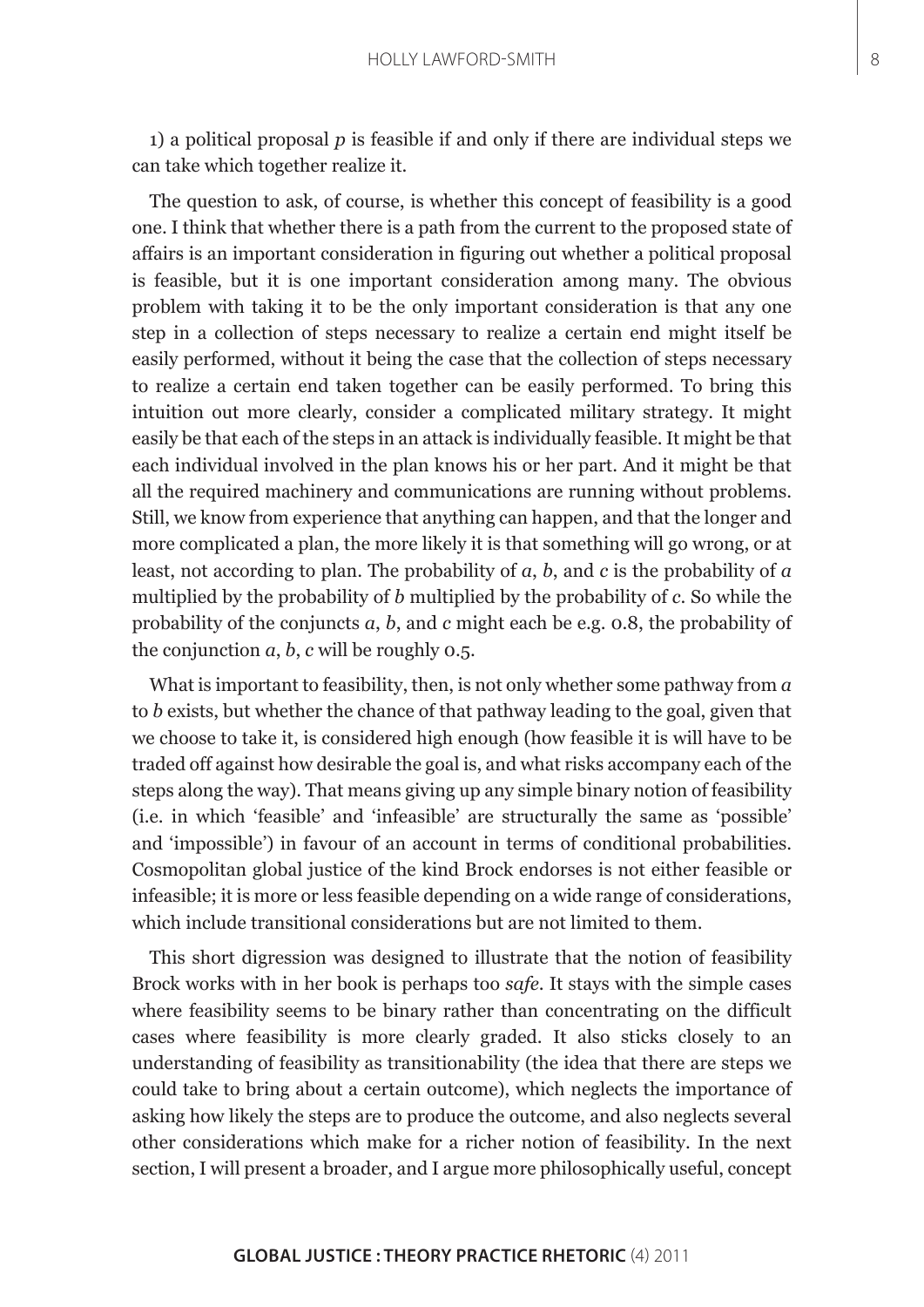1) a political proposal $p$ is feasible if and only if there are individual steps we can take which together realize it.

The question to ask, of course, is whether this concept of feasibility is a good one. I think that whether there is a path from the current to the proposed state of affairs is an important consideration in figuring out whether a political proposal is feasible, but it is one important consideration among many. The obvious problem with taking it to be the only important consideration is that any one step in a collection of steps necessary to realize a certain end might itself be easily performed, without it being the case that the collection of steps necessary to realize a certain end taken together can be easily performed. To bring this intuition out more clearly, consider a complicated military strategy. It might easily be that each of the steps in an attack is individually feasible. It might be that each individual involved in the plan knows his or her part. And it might be that all the required machinery and communications are running without problems. Still, we know from experience that anything can happen, and that the longer and more complicated a plan, the more likely it is that something will go wrong, or at least, not according to plan. The probability of $a$, $b$, and $c$ is the probability of $a$ multiplied by the probability of $b$ multiplied by the probability of $c$. So while the probability of the conjuncts $a$, $b$, and $c$ might each be e.g. 0.8, the probability of the conjunction $a$, $b$, $c$ will be roughly 0.5.

What is important to feasibility, then, is not only whether some pathway from $a$ to $b$ exists, but whether the chance of that pathway leading to the goal, given that we choose to take it, is considered high enough (how feasible it is will have to be traded off against how desirable the goal is, and what risks accompany each of the steps along the way). That means giving up any simple binary notion of feasibility (i.e. in which 'feasible' and 'infeasible' are structurally the same as 'possible' and 'impossible') in favour of an account in terms of conditional probabilities. Cosmopolitan global justice of the kind Brock endorses is not either feasible or infeasible; it is more or less feasible depending on a wide range of considerations, which include transitional considerations but are not limited to them.

This short digression was designed to illustrate that the notion of feasibility Brock works with in her book is perhaps too *safe*. It stays with the simple cases where feasibility seems to be binary rather than concentrating on the difficult cases where feasibility is more clearly graded. It also sticks closely to an understanding of feasibility as transitionability (the idea that there are steps we could take to bring about a certain outcome), which neglects the importance of asking how likely the steps are to produce the outcome, and also neglects several other considerations which make for a richer notion of feasibility. In the next section, I will present a broader, and I argue more philosophically useful, concept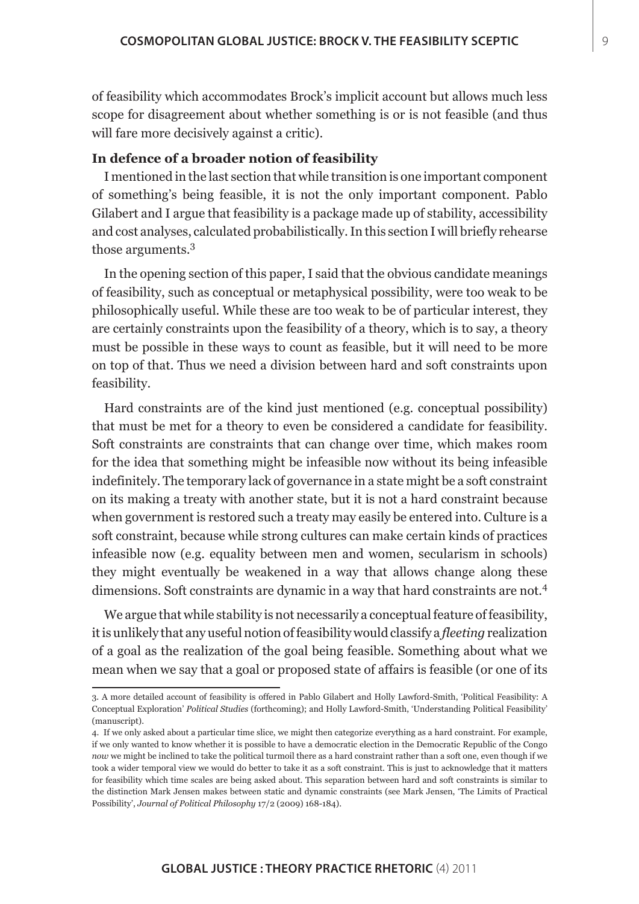of feasibility which accommodates Brock's implicit account but allows much less scope for disagreement about whether something is or is not feasible (and thus will fare more decisively against a critic).

**In defence of a broader notion of feasibility**

I mentioned in the last section that while transition is one important component of something's being feasible, it is not the only important component. Pablo Gilabert and I argue that feasibility is a package made up of stability, accessibility and cost analyses, calculated probabilistically. In this section I will briefly rehearse those arguments.[3]

In the opening section of this paper, I said that the obvious candidate meanings of feasibility, such as conceptual or metaphysical possibility, were too weak to be philosophically useful. While these are too weak to be of particular interest, they are certainly constraints upon the feasibility of a theory, which is to say, a theory must be possible in these ways to count as feasible, but it will need to be more on top of that. Thus we need a division between hard and soft constraints upon feasibility.

Hard constraints are of the kind just mentioned (e.g. conceptual possibility) that must be met for a theory to even be considered a candidate for feasibility. Soft constraints are constraints that can change over time, which makes room for the idea that something might be infeasible now without its being infeasible indefinitely. The temporary lack of governance in a state might be a soft constraint on its making a treaty with another state, but it is not a hard constraint because when government is restored such a treaty may easily be entered into. Culture is a soft constraint, because while strong cultures can make certain kinds of practices infeasible now (e.g. equality between men and women, secularism in schools) they might eventually be weakened in a way that allows change along these dimensions. Soft constraints are dynamic in a way that hard constraints are not.[4]

We argue that while stability is not necessarily a conceptual feature of feasibility, it is unlikely that any useful notion of feasibility would classify a *fleeting* realization of a goal as the realization of the goal being feasible. Something about what we mean when we say that a goal or proposed state of affairs is feasible (or one of its

---

3. A more detailed account of feasibility is offered in Pablo Gilabert and Holly Lawford-Smith, 'Political Feasibility: A Conceptual Exploration' *Political Studies* (forthcoming); and Holly Lawford-Smith, 'Understanding Political Feasibility' (manuscript).

4. If we only asked about a particular time slice, we might then categorize everything as a hard constraint. For example, if we only wanted to know whether it is possible to have a democratic election in the Democratic Republic of the Congo *now* we might be inclined to take the political turmoil there as a hard constraint rather than a soft one, even though if we took a wider temporal view we would do better to take it as a soft constraint. This is just to acknowledge that it matters for feasibility which time scales are being asked about. This separation between hard and soft constraints is similar to the distinction Mark Jensen makes between static and dynamic constraints (see Mark Jensen, 'The Limits of Practical Possibility', *Journal of Political Philosophy* 17/2 (2009) 168-184).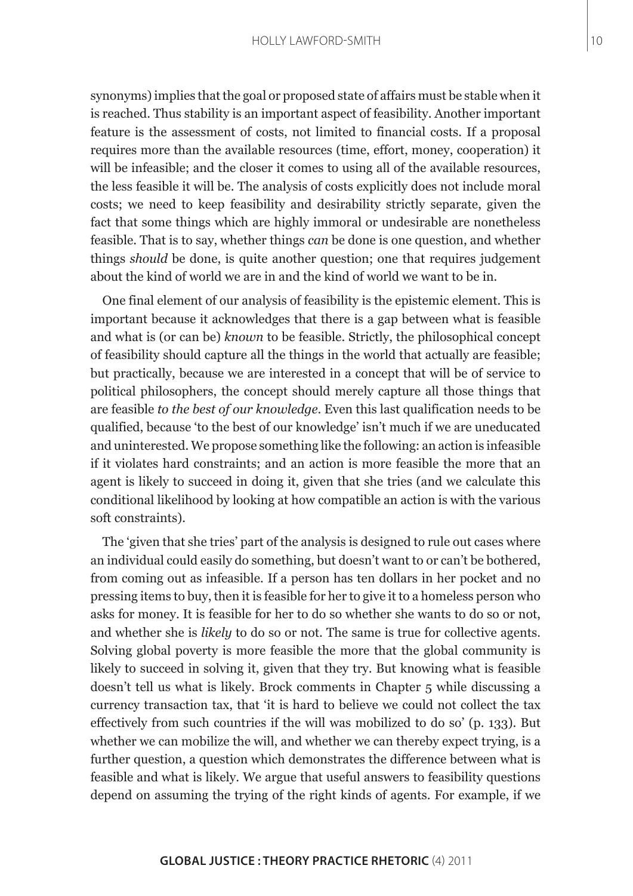synonyms) implies that the goal or proposed state of affairs must be stable when it is reached. Thus stability is an important aspect of feasibility. Another important feature is the assessment of costs, not limited to financial costs. If a proposal requires more than the available resources (time, effort, money, cooperation) it will be infeasible; and the closer it comes to using all of the available resources, the less feasible it will be. The analysis of costs explicitly does not include moral costs; we need to keep feasibility and desirability strictly separate, given the fact that some things which are highly immoral or undesirable are nonetheless feasible. That is to say, whether things *can* be done is one question, and whether things *should* be done, is quite another question; one that requires judgement about the kind of world we are in and the kind of world we want to be in.

One final element of our analysis of feasibility is the epistemic element. This is important because it acknowledges that there is a gap between what is feasible and what is (or can be) *known* to be feasible. Strictly, the philosophical concept of feasibility should capture all the things in the world that actually are feasible; but practically, because we are interested in a concept that will be of service to political philosophers, the concept should merely capture all those things that are feasible *to the best of our knowledge*. Even this last qualification needs to be qualified, because 'to the best of our knowledge' isn't much if we are uneducated and uninterested. We propose something like the following: an action is infeasible if it violates hard constraints; and an action is more feasible the more that an agent is likely to succeed in doing it, given that she tries (and we calculate this conditional likelihood by looking at how compatible an action is with the various soft constraints).

The 'given that she tries' part of the analysis is designed to rule out cases where an individual could easily do something, but doesn't want to or can't be bothered, from coming out as infeasible. If a person has ten dollars in her pocket and no pressing items to buy, then it is feasible for her to give it to a homeless person who asks for money. It is feasible for her to do so whether she wants to do so or not, and whether she is *likely* to do so or not. The same is true for collective agents. Solving global poverty is more feasible the more that the global community is likely to succeed in solving it, given that they try. But knowing what is feasible doesn't tell us what is likely. Brock comments in Chapter 5 while discussing a currency transaction tax, that 'it is hard to believe we could not collect the tax effectively from such countries if the will was mobilized to do so' (p. 133). But whether we can mobilize the will, and whether we can thereby expect trying, is a further question, a question which demonstrates the difference between what is feasible and what is likely. We argue that useful answers to feasibility questions depend on assuming the trying of the right kinds of agents. For example, if we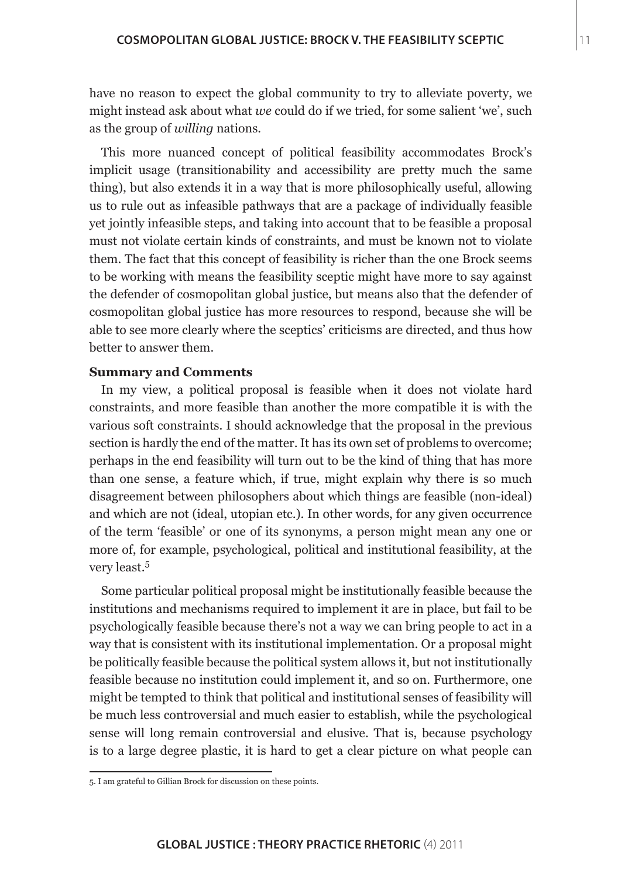have no reason to expect the global community to try to alleviate poverty, we might instead ask about what *we* could do if we tried, for some salient 'we', such as the group of *willing* nations.

This more nuanced concept of political feasibility accommodates Brock's implicit usage (transitionability and accessibility are pretty much the same thing), but also extends it in a way that is more philosophically useful, allowing us to rule out as infeasible pathways that are a package of individually feasible yet jointly infeasible steps, and taking into account that to be feasible a proposal must not violate certain kinds of constraints, and must be known not to violate them. The fact that this concept of feasibility is richer than the one Brock seems to be working with means the feasibility sceptic might have more to say against the defender of cosmopolitan global justice, but means also that the defender of cosmopolitan global justice has more resources to respond, because she will be able to see more clearly where the sceptics' criticisms are directed, and thus how better to answer them.

**Summary and Comments**

In my view, a political proposal is feasible when it does not violate hard constraints, and more feasible than another the more compatible it is with the various soft constraints. I should acknowledge that the proposal in the previous section is hardly the end of the matter. It has its own set of problems to overcome; perhaps in the end feasibility will turn out to be the kind of thing that has more than one sense, a feature which, if true, might explain why there is so much disagreement between philosophers about which things are feasible (non-ideal) and which are not (ideal, utopian etc.). In other words, for any given occurrence of the term 'feasible' or one of its synonyms, a person might mean any one or more of, for example, psychological, political and institutional feasibility, at the very least.[5]

Some particular political proposal might be institutionally feasible because the institutions and mechanisms required to implement it are in place, but fail to be psychologically feasible because there's not a way we can bring people to act in a way that is consistent with its institutional implementation. Or a proposal might be politically feasible because the political system allows it, but not institutionally feasible because no institution could implement it, and so on. Furthermore, one might be tempted to think that political and institutional senses of feasibility will be much less controversial and much easier to establish, while the psychological sense will long remain controversial and elusive. That is, because psychology is to a large degree plastic, it is hard to get a clear picture on what people can

5. I am grateful to Gillian Brock for discussion on these points.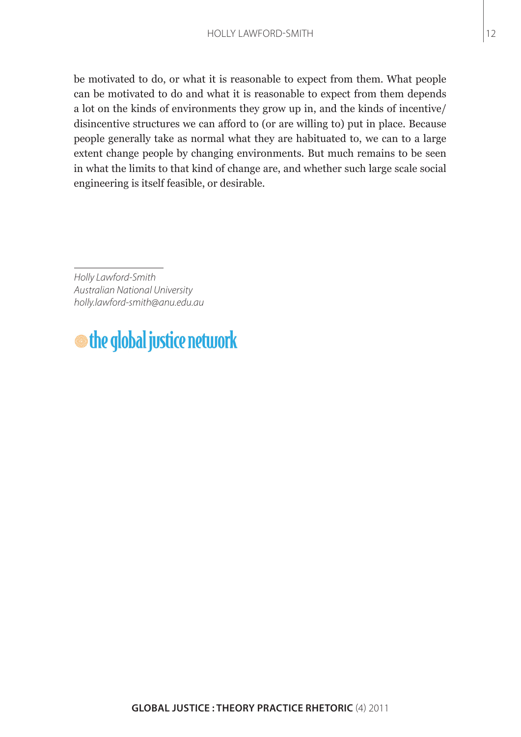be motivated to do, or what it is reasonable to expect from them. What people can be motivated to do and what it is reasonable to expect from them depends a lot on the kinds of environments they grow up in, and the kinds of incentive/disincentive structures we can afford to (or are willing to) put in place. Because people generally take as normal what they are habituated to, we can to a large extent change people by changing environments. But much remains to be seen in what the limits to that kind of change are, and whether such large scale social engineering is itself feasible, or desirable.

---

*Holly Lawford-Smith*
*Australian National University*
*holly.lawford-smith@anu.edu.au*

the global justice network